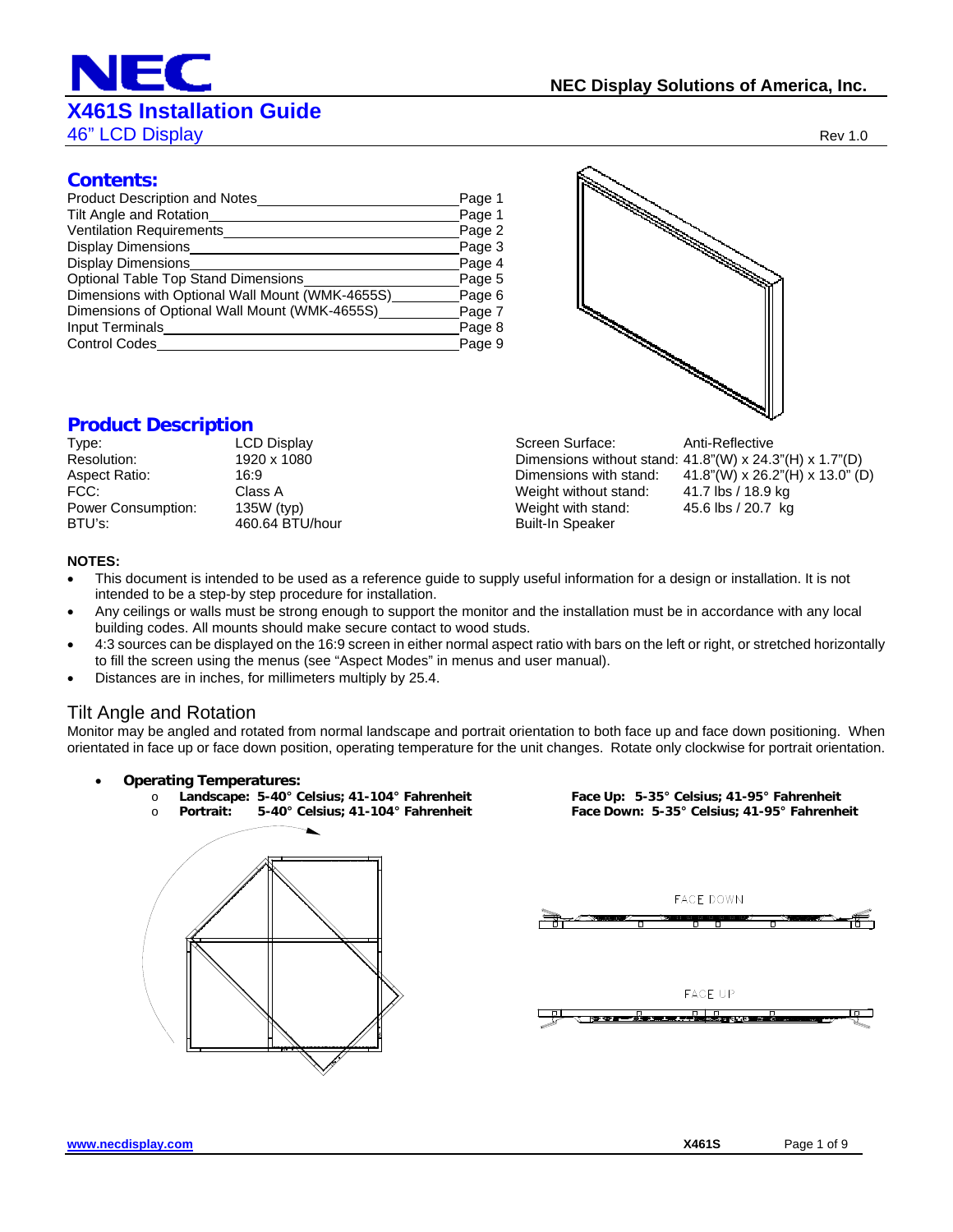# NEC

NEC Display Solutions of America, Inc.

# X461S Installation Guide

46" LCD Display

Rev 1.0

## Contents:

| | |
|---|---|
| Product Description and Notes | Page 1 |
| Tilt Angle and Rotation | Page 1 |
| Ventilation Requirements | Page 2 |
| Display Dimensions | Page 3 |
| Display Dimensions | Page 4 |
| Optional Table Top Stand Dimensions | Page 5 |
| Dimensions with Optional Wall Mount (WMK-4655S) | Page 6 |
| Dimensions of Optional Wall Mount (WMK-4655S) | Page 7 |
| Input Terminals | Page 8 |
| Control Codes | Page 9 |

## Product Description

| | |
|---|---|
| Type: | LCD Display |
| Resolution: | 1920 x 1080 |
| Aspect Ratio: | 16:9 |
| FCC: | Class A |
| Power Consumption: | 135W (typ) |
| BTU's: | 460.64 BTU/hour |

| | |
|---|---|
| Screen Surface: | Anti-Reflective |
| Dimensions without stand: | 41.8"(W) x 24.3"(H) x 1.7"(D) |
| Dimensions with stand: | 41.8"(W) x 26.2"(H) x 13.0" (D) |
| Weight without stand: | 41.7 lbs / 18.9 kg |
| Weight with stand: | 45.6 lbs / 20.7 kg |
| Built-In Speaker | |

**NOTES:**

- This document is intended to be used as a reference guide to supply useful information for a design or installation. It is not intended to be a step-by step procedure for installation.
- Any ceilings or walls must be strong enough to support the monitor and the installation must be in accordance with any local building codes. All mounts should make secure contact to wood studs.
- 4:3 sources can be displayed on the 16:9 screen in either normal aspect ratio with bars on the left or right, or stretched horizontally to fill the screen using the menus (see "Aspect Modes" in menus and user manual).
- Distances are in inches, for millimeters multiply by 25.4.

## Tilt Angle and Rotation

Monitor may be angled and rotated from normal landscape and portrait orientation to both face up and face down positioning. When orientated in face up or face down position, operating temperature for the unit changes. Rotate only clockwise for portrait orientation.

- **Operating Temperatures:**
  - **Landscape: 5-40° Celsius; 41-104° Fahrenheit**
  - **Portrait: 5-40° Celsius; 41-104° Fahrenheit**

**Face Up: 5-35° Celsius; 41-95° Fahrenheit**
**Face Down: 5-35° Celsius; 41-95° Fahrenheit**

FACE DOWN

FACE UP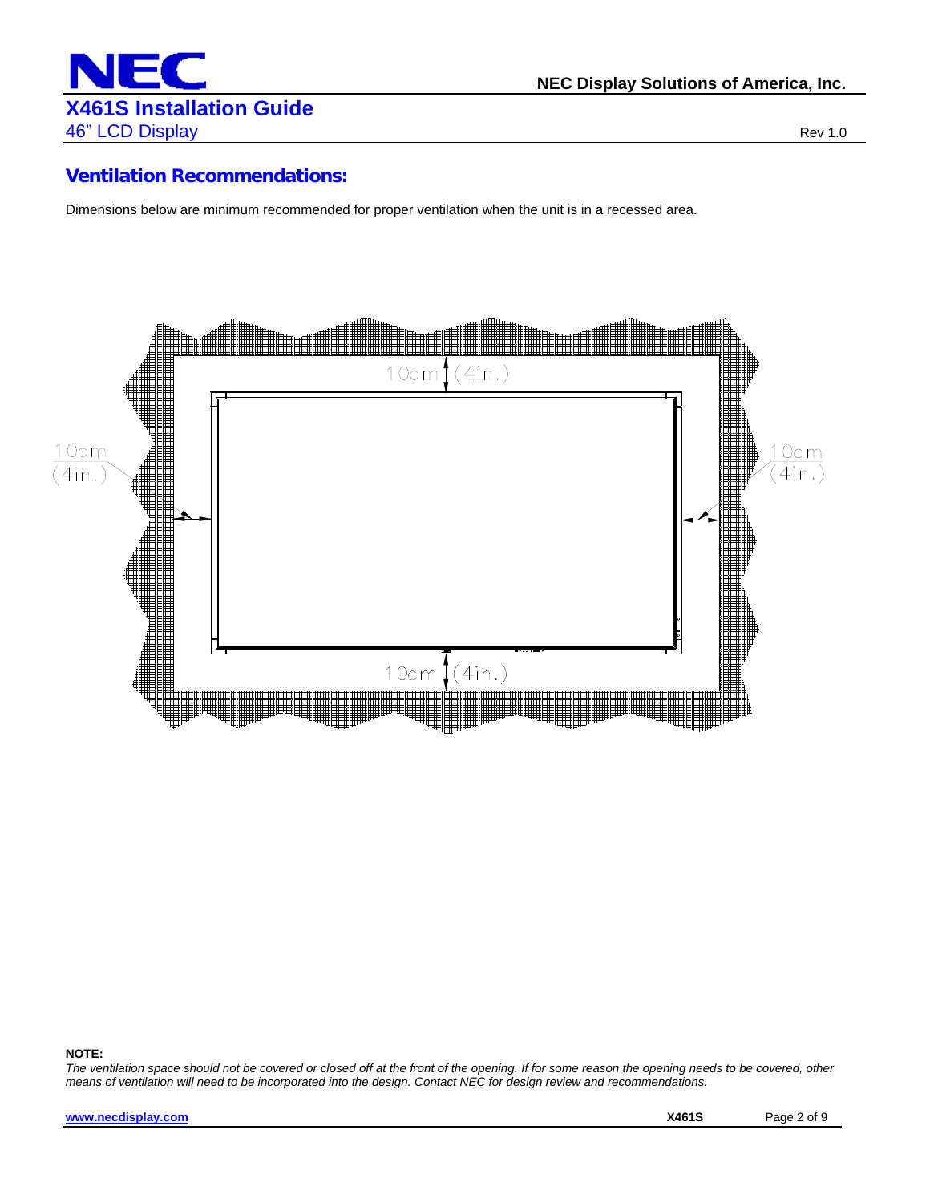## Ventilation Recommendations:

Dimensions below are minimum recommended for proper ventilation when the unit is in a recessed area.

10cm (4in.)

10cm (4in.)

10cm (4in.)

10cm (4in.)

**NOTE:**

*The ventilation space should not be covered or closed off at the front of the opening. If for some reason the opening needs to be covered, other means of ventilation will need to be incorporated into the design. Contact NEC for design review and recommendations.*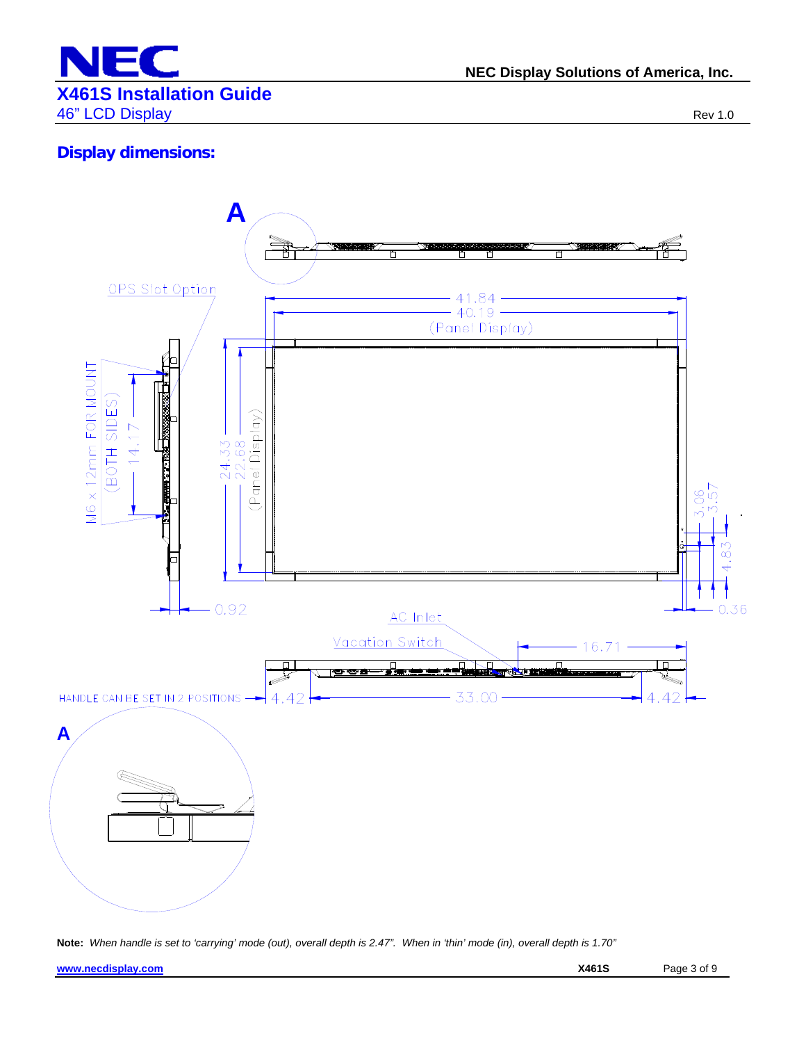## Display dimensions:

A

OPS Slot Option

41.84

40.19

(Panel Display)

M6 x 12mm FOR MOUNT (BOTH SIDES)

14.17

24.33

22.68

(Panel Display)

3.06

3.57

4.83

0.92

0.36

AC Inlet

Vacation Switch

16.71

HANDLE CAN BE SET IN 2 POSITIONS

4.42

33.00

4.42

A

**Note:** *When handle is set to 'carrying' mode (out), overall depth is 2.47". When in 'thin' mode (in), overall depth is 1.70"*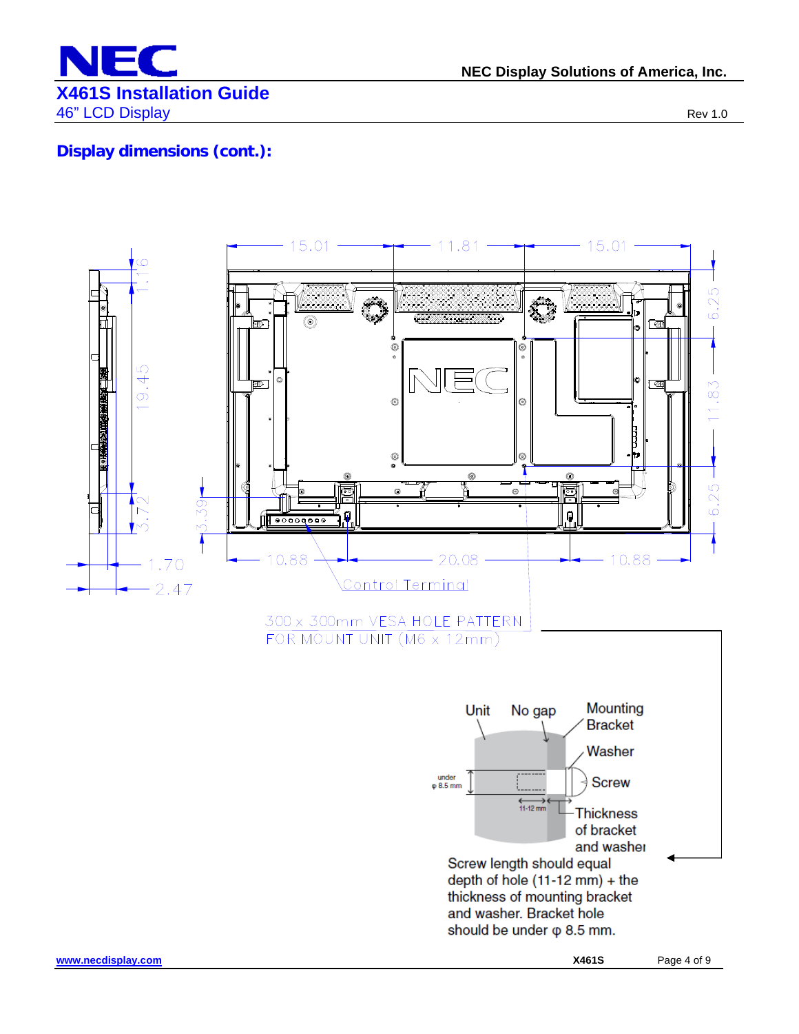## Display dimensions (cont.):

15.01 — 11.81 — 15.01

1.16

19.45

3.72

3.39

6.25

11.83

6.25

10.88 — 20.08 — 10.88

1.70

2.47

Control Terminal

300 x 300mm VESA HOLE PATTERN
FOR MOUNT UNIT (M6 x 12mm)

Unit — No gap — Mounting Bracket — Washer — Screw

under φ 8.5 mm

11-12 mm

Thickness of bracket and washer

Screw length should equal depth of hole (11-12 mm) + the thickness of mounting bracket and washer. Bracket hole should be under φ 8.5 mm.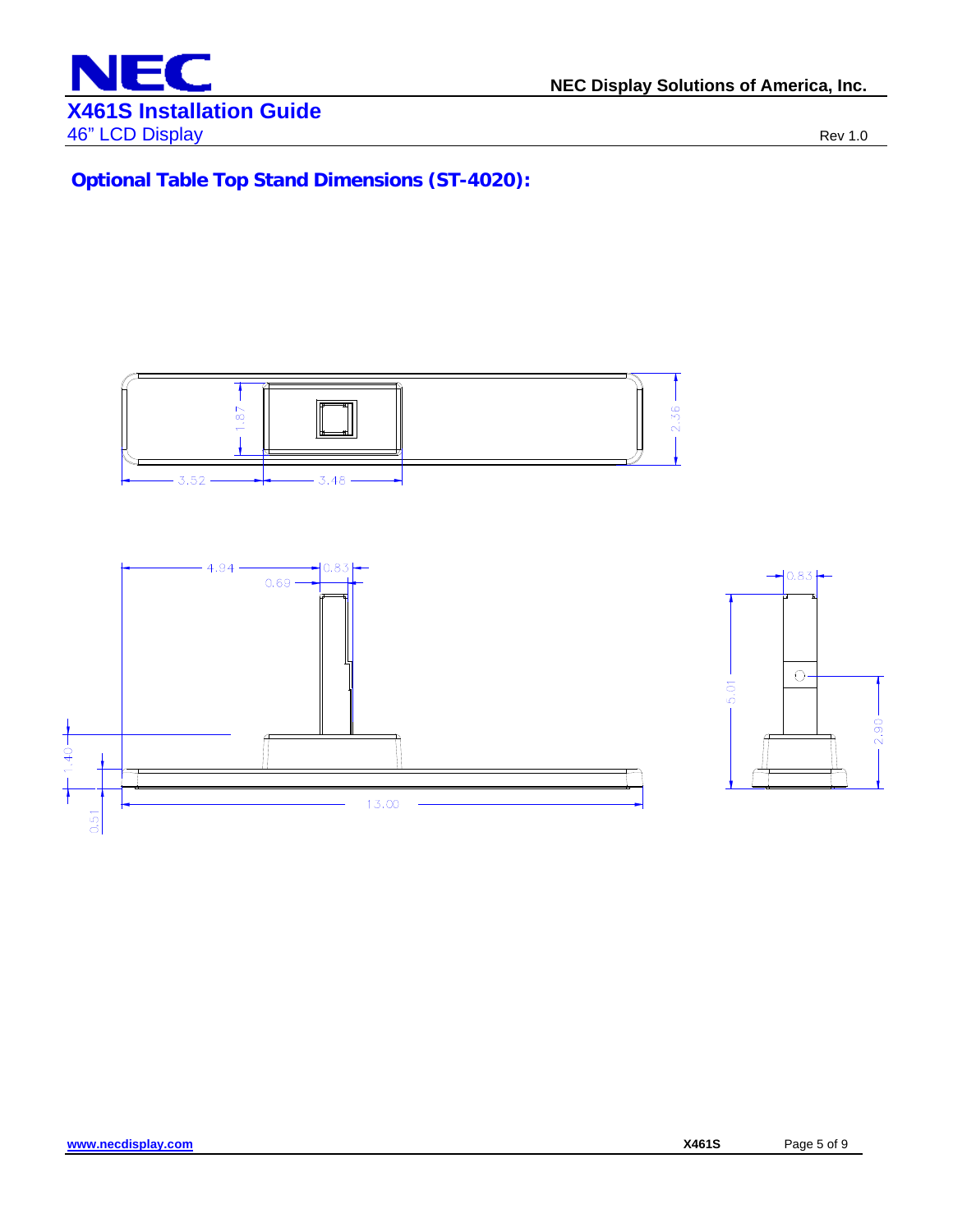## Optional Table Top Stand Dimensions (ST-4020):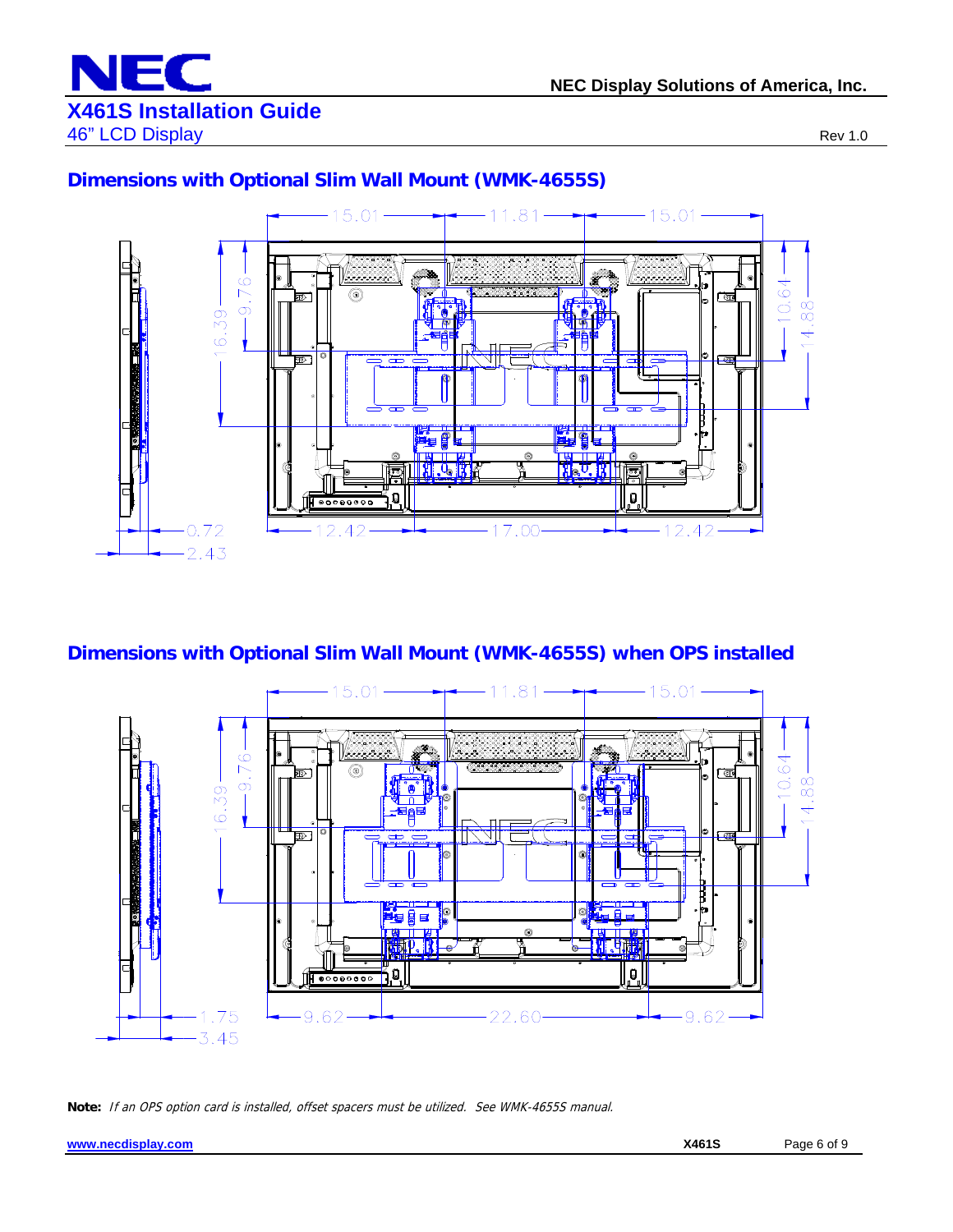## Dimensions with Optional Slim Wall Mount (WMK-4655S)

15.01 | 11.81 | 15.01

16.39 | 9.76 | 10.64 | 14.88

0.72 | 2.43

12.42 | 17.00 | 12.42

## Dimensions with Optional Slim Wall Mount (WMK-4655S) when OPS installed

15.01 | 11.81 | 15.01

16.39 | 9.76 | 10.64 | 14.88

1.75 | 3.45

9.62 | 22.60 | 9.62

**Note:** *If an OPS option card is installed, offset spacers must be utilized. See WMK-4655S manual.*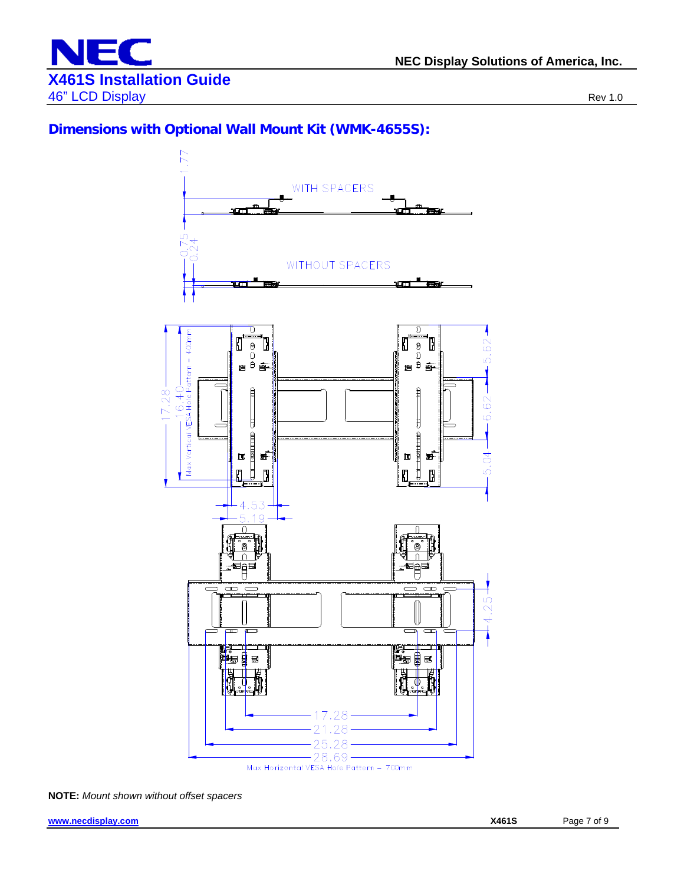## Dimensions with Optional Wall Mount Kit (WMK-4655S):

WITH SPACERS

WITHOUT SPACERS

1.77

0.75

0.24

17.28

16.40

Max Vertical VESA Hole Pattern – 400mm

5.62

6.62

5.04

4.53

5.19

4.25

17.28

21.28

25.28

28.69

Max Horizontal VESA Hole Pattern – 700mm

**NOTE:** *Mount shown without offset spacers*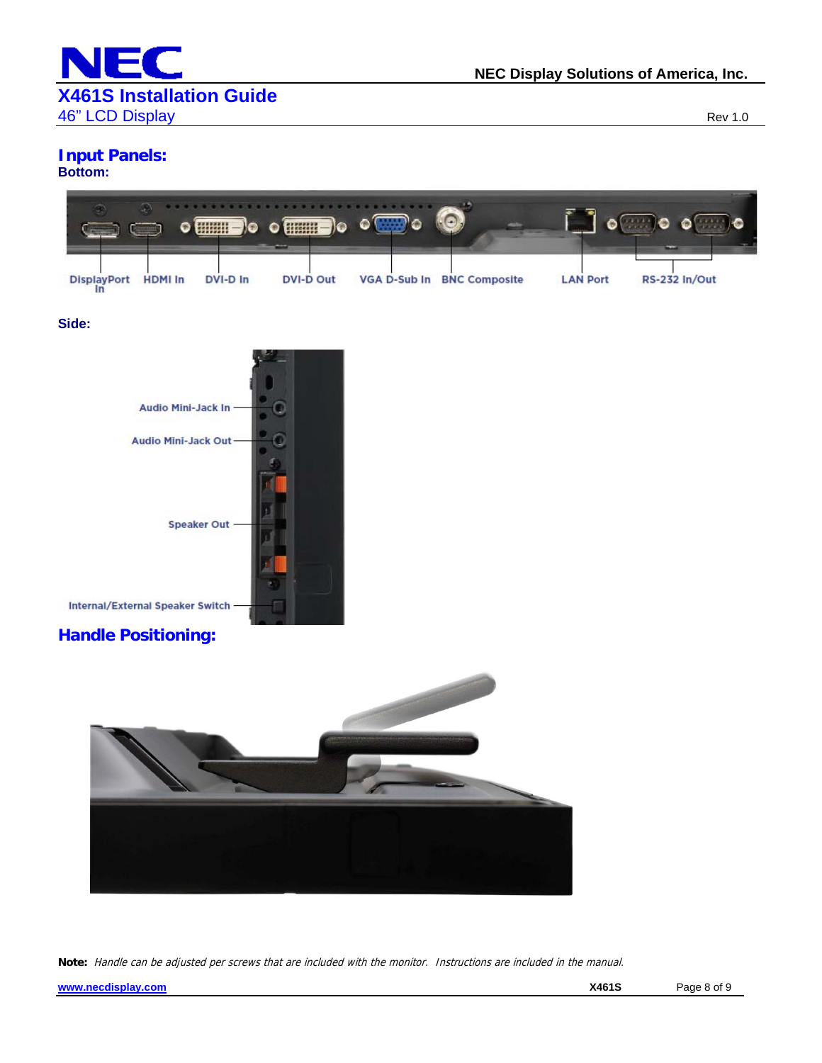## Input Panels:

**Bottom:**

DisplayPort In, HDMI In, DVI-D In, DVI-D Out, VGA D-Sub In, BNC Composite, LAN Port, RS-232 In/Out

**Side:**

Audio Mini-Jack In, Audio Mini-Jack Out, Speaker Out, Internal/External Speaker Switch

## Handle Positioning:

**Note:** *Handle can be adjusted per screws that are included with the monitor. Instructions are included in the manual.*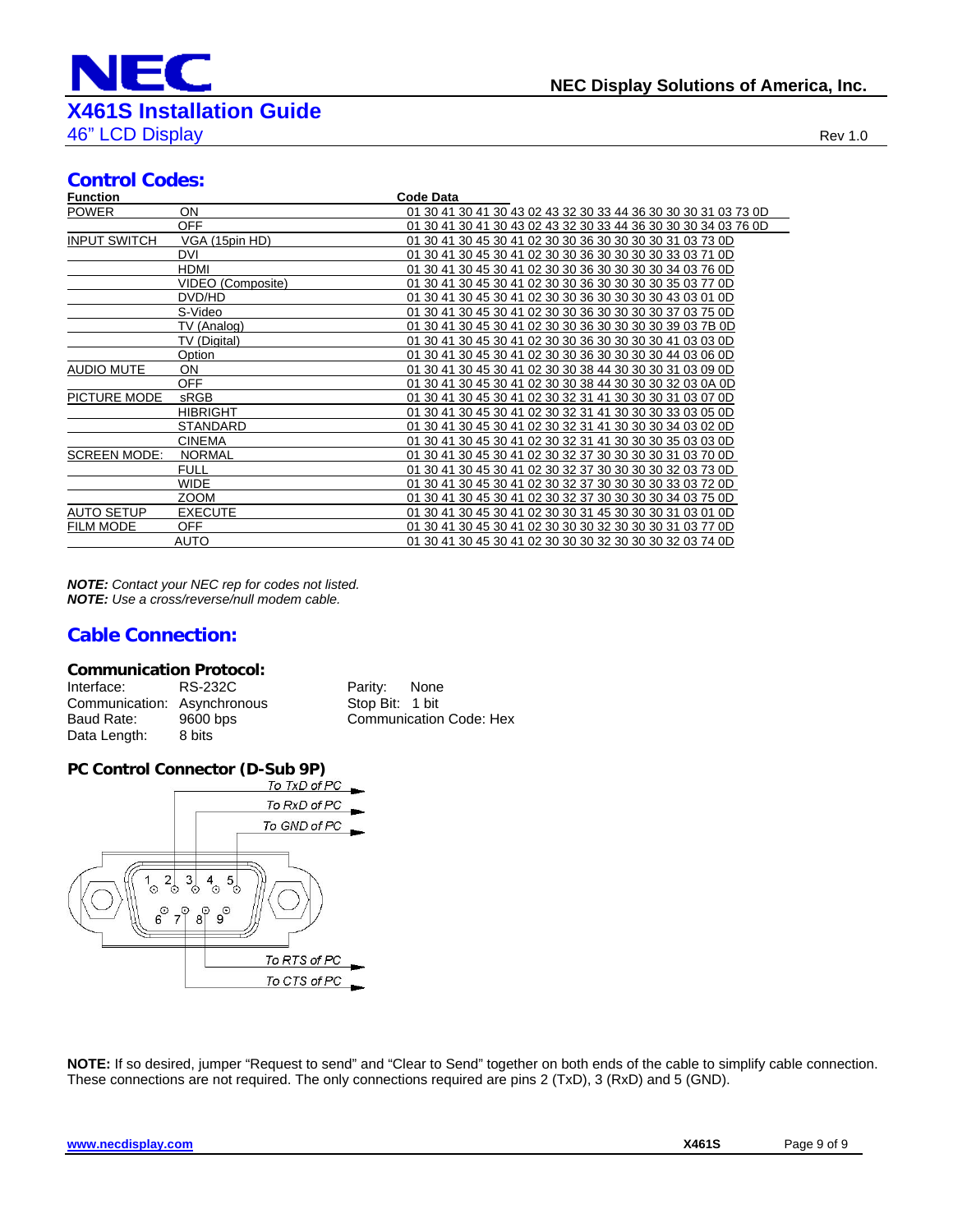## Control Codes:

| Function | | Code Data |
|---|---|---|
| POWER | ON | 01 30 41 30 41 30 43 02 43 32 30 33 44 36 30 30 30 31 03 73 0D |
| | OFF | 01 30 41 30 41 30 43 02 43 32 30 33 44 36 30 30 30 34 03 76 0D |
| INPUT SWITCH | VGA (15pin HD) | 01 30 41 30 45 30 41 02 30 30 36 30 30 30 30 31 03 73 0D |
| | DVI | 01 30 41 30 45 30 41 02 30 30 36 30 30 30 30 33 03 71 0D |
| | HDMI | 01 30 41 30 45 30 41 02 30 30 36 30 30 30 30 34 03 76 0D |
| | VIDEO (Composite) | 01 30 41 30 45 30 41 02 30 30 36 30 30 30 30 35 03 77 0D |
| | DVD/HD | 01 30 41 30 45 30 41 02 30 30 36 30 30 30 30 43 03 01 0D |
| | S-Video | 01 30 41 30 45 30 41 02 30 30 36 30 30 30 30 37 03 75 0D |
| | TV (Analog) | 01 30 41 30 45 30 41 02 30 30 36 30 30 30 30 39 03 7B 0D |
| | TV (Digital) | 01 30 41 30 45 30 41 02 30 30 36 30 30 30 30 41 03 03 0D |
| | Option | 01 30 41 30 45 30 41 02 30 30 36 30 30 30 30 44 03 06 0D |
| AUDIO MUTE | ON | 01 30 41 30 45 30 41 02 30 30 38 44 30 30 30 31 03 09 0D |
| | OFF | 01 30 41 30 45 30 41 02 30 30 38 44 30 30 30 32 03 0A 0D |
| PICTURE MODE | sRGB | 01 30 41 30 45 30 41 02 30 32 31 41 30 30 30 31 03 07 0D |
| | HIBRIGHT | 01 30 41 30 45 30 41 02 30 32 31 41 30 30 30 33 03 05 0D |
| | STANDARD | 01 30 41 30 45 30 41 02 30 32 31 41 30 30 30 34 03 02 0D |
| | CINEMA | 01 30 41 30 45 30 41 02 30 32 31 41 30 30 30 35 03 03 0D |
| SCREEN MODE: | NORMAL | 01 30 41 30 45 30 41 02 30 32 37 30 30 30 30 31 03 70 0D |
| | FULL | 01 30 41 30 45 30 41 02 30 32 37 30 30 30 30 32 03 73 0D |
| | WIDE | 01 30 41 30 45 30 41 02 30 32 37 30 30 30 30 33 03 72 0D |
| | ZOOM | 01 30 41 30 45 30 41 02 30 32 37 30 30 30 30 34 03 75 0D |
| AUTO SETUP | EXECUTE | 01 30 41 30 45 30 41 02 30 30 31 45 30 30 30 31 03 01 0D |
| FILM MODE | OFF | 01 30 41 30 45 30 41 02 30 30 30 32 30 30 30 31 03 77 0D |
| | AUTO | 01 30 41 30 45 30 41 02 30 30 30 32 30 30 30 32 03 74 0D |

***NOTE:*** *Contact your NEC rep for codes not listed.*
***NOTE:*** *Use a cross/reverse/null modem cable.*

## Cable Connection:

### Communication Protocol:

Interface: RS-232C
Communication: Asynchronous
Baud Rate: 9600 bps
Data Length: 8 bits

Parity: None
Stop Bit: 1 bit
Communication Code: Hex

### PC Control Connector (D-Sub 9P)

To TxD of PC
To RxD of PC
To GND of PC
1 2 3 4 5
6 7 8 9
To RTS of PC
To CTS of PC

**NOTE:** If so desired, jumper "Request to send" and "Clear to Send" together on both ends of the cable to simplify cable connection. These connections are not required. The only connections required are pins 2 (TxD), 3 (RxD) and 5 (GND).